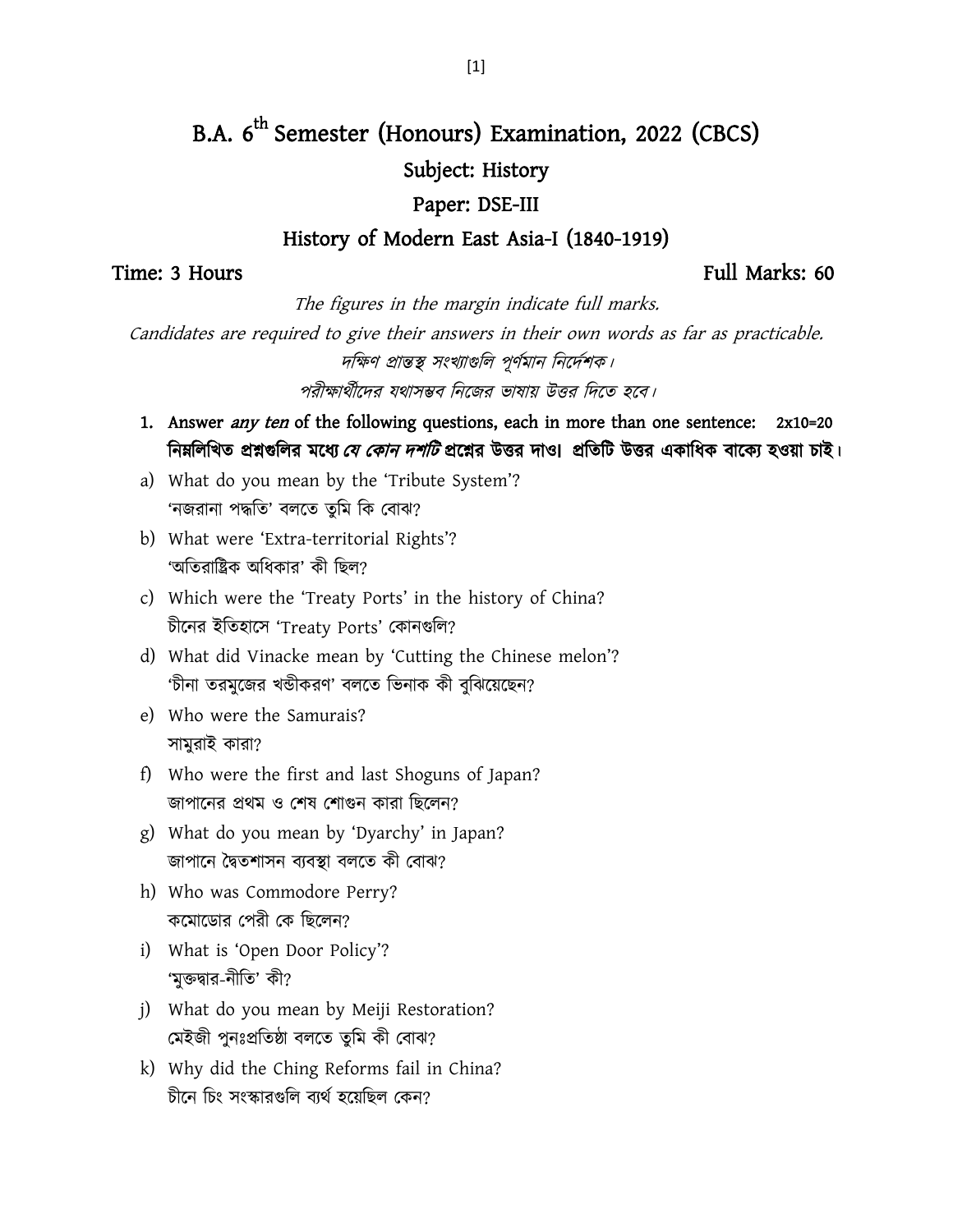# B.A. 6th Semester (Honours) Examination, 2022 (CBCS)

## Subject: History

## Paper: DSE-III

## History of Modern East Asia-I (1840-1919)

**Time: 3 Hours** **Full Marks: 60**

*The figures in the margin indicate full marks.*

*Candidates are required to give their answers in their own words as far as practicable.*

*দক্ষিণ প্রান্তস্থ সংখ্যাগুলি পূর্ণমান নির্দেশক।*

*পরীক্ষার্থীদের যথাসম্ভব নিজের ভাষায় উত্তর দিতে হবে।*

1. **Answer *any ten* of the following questions, each in more than one sentence: 2x10=20**
   **নিম্নলিখিত প্রশ্নগুলির মধ্যে *যে কোন দশটি* প্রশ্নের উত্তর দাও। প্রতিটি উত্তর একাধিক বাক্যে হওয়া চাই।**

a) What do you mean by the 'Tribute System'?
'নজরানা পদ্ধতি' বলতে তুমি কি বোঝ?

b) What were 'Extra-territorial Rights'?
'অতিরাষ্ট্রিক অধিকার' কী ছিল?

c) Which were the 'Treaty Ports' in the history of China?
চীনের ইতিহাসে 'Treaty Ports' কোনগুলি?

d) What did Vinacke mean by 'Cutting the Chinese melon'?
'চীনা তরমুজের খন্ডীকরণ' বলতে ভিনাক কী বুঝিয়েছেন?

e) Who were the Samurais?
সামুরাই কারা?

f) Who were the first and last Shoguns of Japan?
জাপানের প্রথম ও শেষ শোগুন কারা ছিলেন?

g) What do you mean by 'Dyarchy' in Japan?
জাপানে দ্বৈতশাসন ব্যবস্থা বলতে কী বোঝ?

h) Who was Commodore Perry?
কমোডোর পেরী কে ছিলেন?

i) What is 'Open Door Policy'?
'মুক্তদ্বার-নীতি' কী?

j) What do you mean by Meiji Restoration?
মেইজী পুনঃপ্রতিষ্ঠা বলতে তুমি কী বোঝ?

k) Why did the Ching Reforms fail in China?
চীনে চিং সংস্কারগুলি ব্যর্থ হয়েছিল কেন?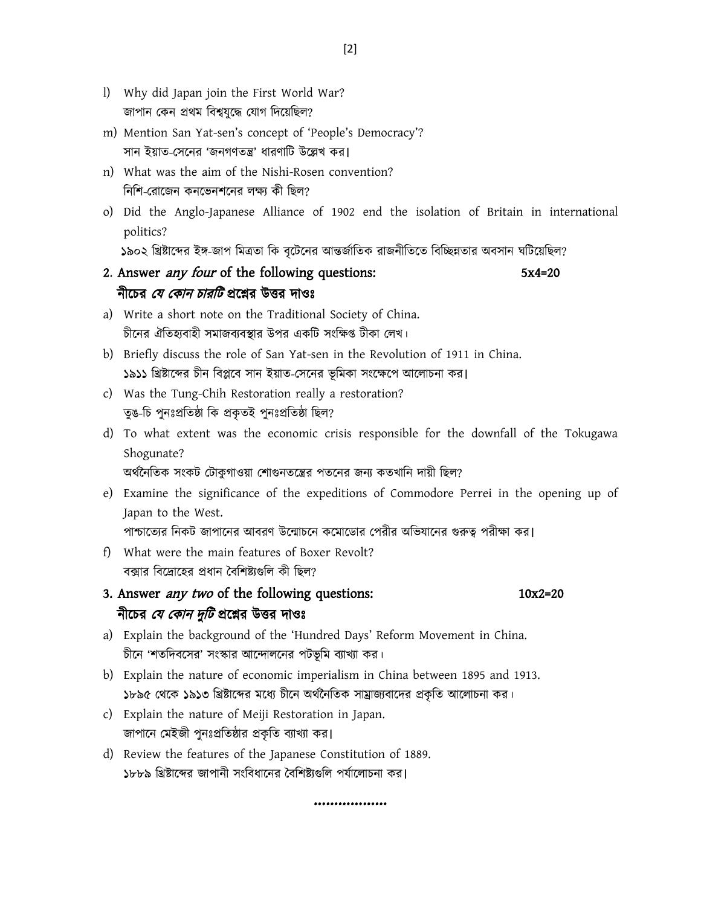l) Why did Japan join the First World War?
জাপান কেন প্রথম বিশ্বযুদ্ধে যোগ দিয়েছিল?

m) Mention San Yat-sen's concept of 'People's Democracy'?
সান ইয়াত-সেনের 'জনগণতন্ত্র' ধারণাটি উল্লেখ কর।

n) What was the aim of the Nishi-Rosen convention?
নিশি-রোজেন কনভেনশনের লক্ষ্য কী ছিল?

o) Did the Anglo-Japanese Alliance of 1902 end the isolation of Britain in international politics?
১৯০২ খ্রিষ্টাব্দের ইঙ্গ-জাপ মিত্রতা কি বৃটেনের আন্তর্জাতিক রাজনীতিতে বিচ্ছিন্নতার অবসান ঘটিয়েছিল?

**2. Answer *any four* of the following questions: 5x4=20**
**নীচের *যে কোন চারটি* প্রশ্নের উত্তর দাওঃ**

a) Write a short note on the Traditional Society of China.
চীনের ঐতিহ্যবাহী সমাজব্যবস্থার উপর একটি সংক্ষিপ্ত টীকা লেখ।

b) Briefly discuss the role of San Yat-sen in the Revolution of 1911 in China.
১৯১১ খ্রিষ্টাব্দের চীন বিপ্লবে সান ইয়াত-সেনের ভূমিকা সংক্ষেপে আলোচনা কর।

c) Was the Tung-Chih Restoration really a restoration?
তুঙ-চি পুনঃপ্রতিষ্ঠা কি প্রকৃতই পুনঃপ্রতিষ্ঠা ছিল?

d) To what extent was the economic crisis responsible for the downfall of the Tokugawa Shogunate?
অর্থনৈতিক সংকট টোকুগাওয়া শোগুনতন্ত্রের পতনের জন্য কতখানি দায়ী ছিল?

e) Examine the significance of the expeditions of Commodore Perrei in the opening up of Japan to the West.
পাশ্চাত্যের নিকট জাপানের আবরণ উন্মোচনে কমোডোর পেরীর অভিযানের গুরুত্ব পরীক্ষা কর।

f) What were the main features of Boxer Revolt?
বক্সার বিদ্রোহের প্রধান বৈশিষ্ট্যগুলি কী ছিল?

**3. Answer *any two* of the following questions: 10x2=20**
**নীচের *যে কোন দুটি* প্রশ্নের উত্তর দাওঃ**

a) Explain the background of the 'Hundred Days' Reform Movement in China.
চীনে 'শতদিবসের' সংস্কার আন্দোলনের পটভূমি ব্যাখ্যা কর।

b) Explain the nature of economic imperialism in China between 1895 and 1913.
১৮৯৫ থেকে ১৯১৩ খ্রিষ্টাব্দের মধ্যে চীনে অর্থনৈতিক সাম্রাজ্যবাদের প্রকৃতি আলোচনা কর।

c) Explain the nature of Meiji Restoration in Japan.
জাপানে মেইজী পুনঃপ্রতিষ্ঠার প্রকৃতি ব্যাখ্যা কর।

d) Review the features of the Japanese Constitution of 1889.
১৮৮৯ খ্রিষ্টাব্দের জাপানী সংবিধানের বৈশিষ্ট্যগুলি পর্যালোচনা কর।

..................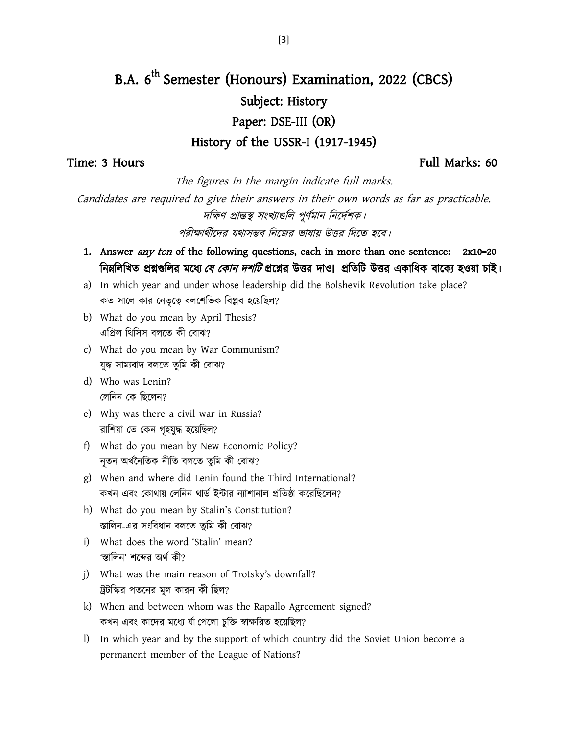# B.A. 6th Semester (Honours) Examination, 2022 (CBCS)

## Subject: History

## Paper: DSE-III (OR)

## History of the USSR-I (1917-1945)

**Time: 3 Hours** **Full Marks: 60**

*The figures in the margin indicate full marks.*

*Candidates are required to give their answers in their own words as far as practicable.*

*দক্ষিণ প্রান্তস্থ সংখ্যাগুলি পূর্ণমান নির্দেশক।*

*পরীক্ষার্থীদের যথাসম্ভব নিজের ভাষায় উত্তর দিতে হবে।*

1. **Answer *any ten* of the following questions, each in more than one sentence: 2x10=20**
   **নিম্নলিখিত প্রশ্নগুলির মধ্যে *যে কোন দশটি* প্রশ্নের উত্তর দাও। প্রতিটি উত্তর একাধিক বাক্যে হওয়া চাই।**

a) In which year and under whose leadership did the Bolshevik Revolution take place?
কত সালে কার নেতৃত্বে বলশেভিক বিপ্লব হয়েছিল?

b) What do you mean by April Thesis?
এপ্রিল থিসিস বলতে কী বোঝ?

c) What do you mean by War Communism?
যুদ্ধ সাম্যবাদ বলতে তুমি কী বোঝ?

d) Who was Lenin?
লেনিন কে ছিলেন?

e) Why was there a civil war in Russia?
রাশিয়া তে কেন গৃহযুদ্ধ হয়েছিল?

f) What do you mean by New Economic Policy?
নূতন অর্থনৈতিক নীতি বলতে তুমি কী বোঝ?

g) When and where did Lenin found the Third International?
কখন এবং কোথায় লেনিন থার্ড ইন্টার ন্যাশানাল প্রতিষ্ঠা করেছিলেন?

h) What do you mean by Stalin's Constitution?
স্তালিন-এর সংবিধান বলতে তুমি কী বোঝ?

i) What does the word 'Stalin' mean?
'স্তালিন' শব্দের অর্থ কী?

j) What was the main reason of Trotsky's downfall?
ট্রটস্কির পতনের মূল কারন কী ছিল?

k) When and between whom was the Rapallo Agreement signed?
কখন এবং কাদের মধ্যে র্যা পেলো চুক্তি স্বাক্ষরিত হয়েছিল?

l) In which year and by the support of which country did the Soviet Union become a permanent member of the League of Nations?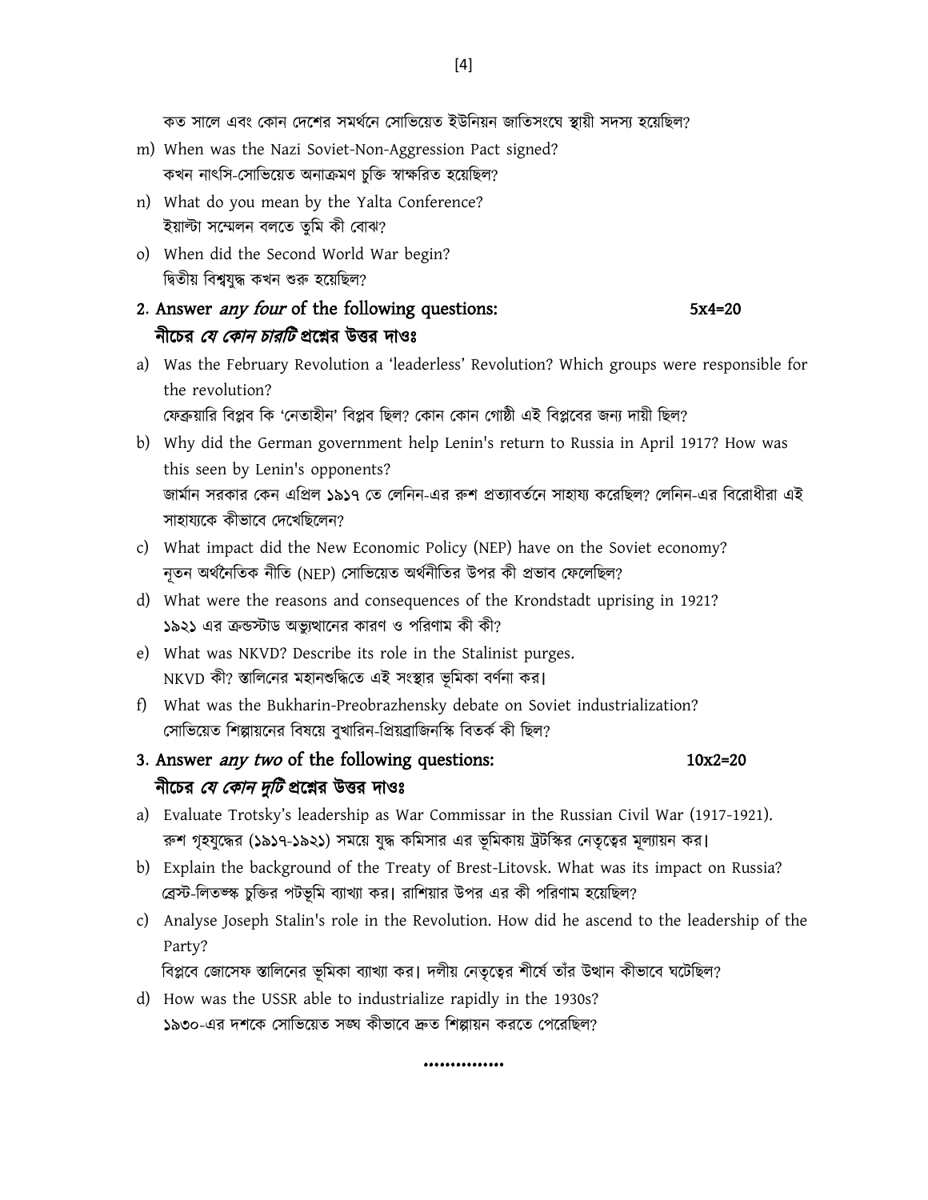কত সালে এবং কোন দেশের সমর্থনে সোভিয়েত ইউনিয়ন জাতিসংঘে স্থায়ী সদস্য হয়েছিল?

m) When was the Nazi Soviet-Non-Aggression Pact signed?
কখন নাৎসি-সোভিয়েত অনাক্রমণ চুক্তি স্বাক্ষরিত হয়েছিল?

n) What do you mean by the Yalta Conference?
ইয়াল্টা সম্মেলন বলতে তুমি কী বোঝ?

o) When did the Second World War begin?
দ্বিতীয় বিশ্বযুদ্ধ কখন শুরু হয়েছিল?

**2. Answer *any four* of the following questions: 5x4=20**
**নীচের *যে কোন চারটি* প্রশ্নের উত্তর দাওঃ**

a) Was the February Revolution a 'leaderless' Revolution? Which groups were responsible for the revolution?
ফেব্রুয়ারি বিপ্লব কি 'নেতাহীন' বিপ্লব ছিল? কোন কোন গোষ্ঠী এই বিপ্লবের জন্য দায়ী ছিল?

b) Why did the German government help Lenin's return to Russia in April 1917? How was this seen by Lenin's opponents?
জার্মান সরকার কেন এপ্রিল ১৯১৭ তে লেনিন-এর রুশ প্রত্যাবর্তনে সাহায্য করেছিল? লেনিন-এর বিরোধীরা এই সাহায্যকে কীভাবে দেখেছিলেন?

c) What impact did the New Economic Policy (NEP) have on the Soviet economy?
নূতন অর্থনৈতিক নীতি (NEP) সোভিয়েত অর্থনীতির উপর কী প্রভাব ফেলেছিল?

d) What were the reasons and consequences of the Krondstadt uprising in 1921?
১৯২১ এর ক্রন্ডস্টাড অভ্যুত্থানের কারণ ও পরিণাম কী কী?

e) What was NKVD? Describe its role in the Stalinist purges.
NKVD কী? স্তালিনের মহানশুদ্ধিতে এই সংস্থার ভূমিকা বর্ণনা কর।

f) What was the Bukharin-Preobrazhensky debate on Soviet industrialization?
সোভিয়েত শিল্পায়নের বিষয়ে বুখারিন-প্রিয়ব্রাজিনস্কি বিতর্ক কী ছিল?

**3. Answer *any two* of the following questions: 10x2=20**
**নীচের *যে কোন দুটি* প্রশ্নের উত্তর দাওঃ**

a) Evaluate Trotsky's leadership as War Commissar in the Russian Civil War (1917-1921).
রুশ গৃহযুদ্ধের (১৯১৭-১৯২১) সময়ে যুদ্ধ কমিসার এর ভূমিকায় ট্রটস্কির নেতৃত্বের মূল্যায়ন কর।

b) Explain the background of the Treaty of Brest-Litovsk. What was its impact on Russia?
ব্রেস্ট-লিতভস্ক চুক্তির পটভূমি ব্যাখ্যা কর। রাশিয়ার উপর এর কী পরিণাম হয়েছিল?

c) Analyse Joseph Stalin's role in the Revolution. How did he ascend to the leadership of the Party?
বিপ্লবে জোসেফ স্তালিনের ভূমিকা ব্যাখ্যা কর। দলীয় নেতৃত্বের শীর্ষে তাঁর উত্থান কীভাবে ঘটেছিল?

d) How was the USSR able to industrialize rapidly in the 1930s?
১৯৩০-এর দশকে সোভিয়েত সঙ্ঘ কীভাবে দ্রুত শিল্পায়ন করতে পেরেছিল?

...............